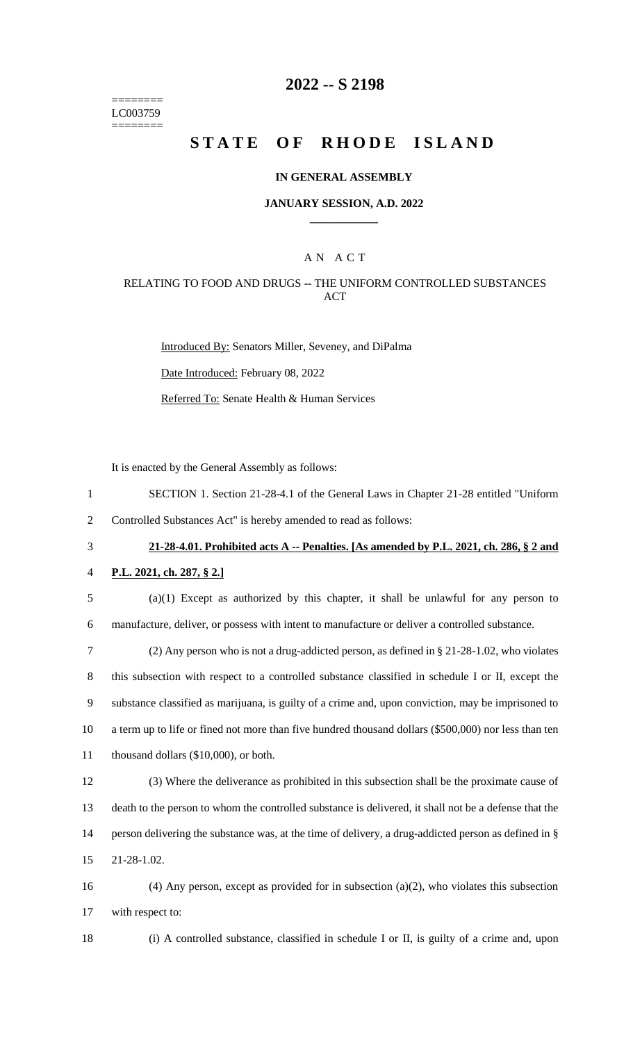========
LC003759
========

# 2022 -- S 2198

# STATE OF RHODE ISLAND

## IN GENERAL ASSEMBLY

### JANUARY SESSION, A.D. 2022

A N A C T

RELATING TO FOOD AND DRUGS -- THE UNIFORM CONTROLLED SUBSTANCES ACT

Introduced By: Senators Miller, Seveney, and DiPalma

Date Introduced: February 08, 2022

Referred To: Senate Health & Human Services

It is enacted by the General Assembly as follows:

1 SECTION 1. Section 21-28-4.1 of the General Laws in Chapter 21-28 entitled "Uniform
2 Controlled Substances Act" is hereby amended to read as follows:

3 **21-28-4.01. Prohibited acts A -- Penalties. [As amended by P.L. 2021, ch. 286, § 2 and**
4 **P.L. 2021, ch. 287, § 2.]**

5 (a)(1) Except as authorized by this chapter, it shall be unlawful for any person to
6 manufacture, deliver, or possess with intent to manufacture or deliver a controlled substance.

7 (2) Any person who is not a drug-addicted person, as defined in § 21-28-1.02, who violates
8 this subsection with respect to a controlled substance classified in schedule I or II, except the
9 substance classified as marijuana, is guilty of a crime and, upon conviction, may be imprisoned to
10 a term up to life or fined not more than five hundred thousand dollars ($500,000) nor less than ten
11 thousand dollars ($10,000), or both.

12 (3) Where the deliverance as prohibited in this subsection shall be the proximate cause of
13 death to the person to whom the controlled substance is delivered, it shall not be a defense that the
14 person delivering the substance was, at the time of delivery, a drug-addicted person as defined in §
15 21-28-1.02.

16 (4) Any person, except as provided for in subsection (a)(2), who violates this subsection
17 with respect to:

18 (i) A controlled substance, classified in schedule I or II, is guilty of a crime and, upon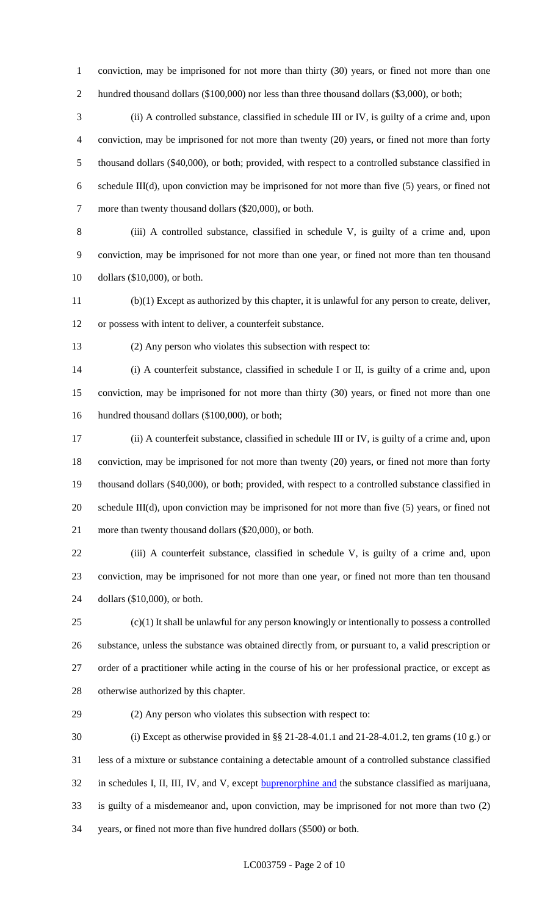conviction, may be imprisoned for not more than thirty (30) years, or fined not more than one hundred thousand dollars ($100,000) nor less than three thousand dollars ($3,000), or both;

(ii) A controlled substance, classified in schedule III or IV, is guilty of a crime and, upon conviction, may be imprisoned for not more than twenty (20) years, or fined not more than forty thousand dollars ($40,000), or both; provided, with respect to a controlled substance classified in schedule III(d), upon conviction may be imprisoned for not more than five (5) years, or fined not more than twenty thousand dollars ($20,000), or both.

(iii) A controlled substance, classified in schedule V, is guilty of a crime and, upon conviction, may be imprisoned for not more than one year, or fined not more than ten thousand dollars ($10,000), or both.

(b)(1) Except as authorized by this chapter, it is unlawful for any person to create, deliver, or possess with intent to deliver, a counterfeit substance.

(2) Any person who violates this subsection with respect to:

(i) A counterfeit substance, classified in schedule I or II, is guilty of a crime and, upon conviction, may be imprisoned for not more than thirty (30) years, or fined not more than one hundred thousand dollars ($100,000), or both;

(ii) A counterfeit substance, classified in schedule III or IV, is guilty of a crime and, upon conviction, may be imprisoned for not more than twenty (20) years, or fined not more than forty thousand dollars ($40,000), or both; provided, with respect to a controlled substance classified in schedule III(d), upon conviction may be imprisoned for not more than five (5) years, or fined not more than twenty thousand dollars ($20,000), or both.

(iii) A counterfeit substance, classified in schedule V, is guilty of a crime and, upon conviction, may be imprisoned for not more than one year, or fined not more than ten thousand dollars ($10,000), or both.

(c)(1) It shall be unlawful for any person knowingly or intentionally to possess a controlled substance, unless the substance was obtained directly from, or pursuant to, a valid prescription or order of a practitioner while acting in the course of his or her professional practice, or except as otherwise authorized by this chapter.

(2) Any person who violates this subsection with respect to:

(i) Except as otherwise provided in §§ 21-28-4.01.1 and 21-28-4.01.2, ten grams (10 g.) or less of a mixture or substance containing a detectable amount of a controlled substance classified in schedules I, II, III, IV, and V, except <u>buprenorphine and</u> the substance classified as marijuana, is guilty of a misdemeanor and, upon conviction, may be imprisoned for not more than two (2) years, or fined not more than five hundred dollars ($500) or both.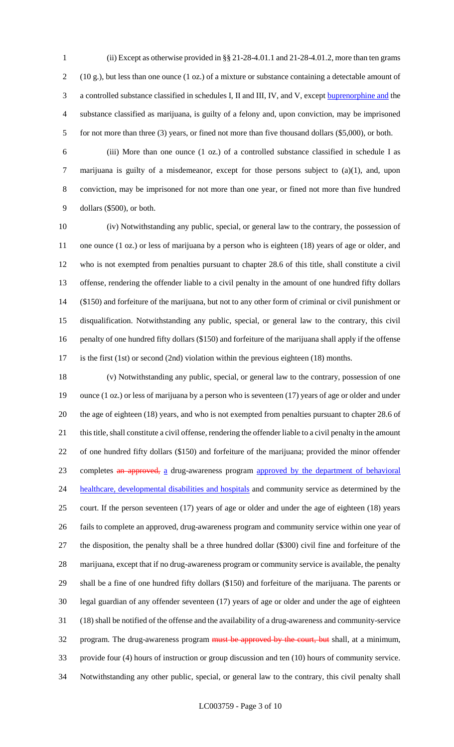(ii) Except as otherwise provided in §§ 21-28-4.01.1 and 21-28-4.01.2, more than ten grams (10 g.), but less than one ounce (1 oz.) of a mixture or substance containing a detectable amount of a controlled substance classified in schedules I, II and III, IV, and V, except buprenorphine and the substance classified as marijuana, is guilty of a felony and, upon conviction, may be imprisoned for not more than three (3) years, or fined not more than five thousand dollars ($5,000), or both.

(iii) More than one ounce (1 oz.) of a controlled substance classified in schedule I as marijuana is guilty of a misdemeanor, except for those persons subject to (a)(1), and, upon conviction, may be imprisoned for not more than one year, or fined not more than five hundred dollars ($500), or both.

(iv) Notwithstanding any public, special, or general law to the contrary, the possession of one ounce (1 oz.) or less of marijuana by a person who is eighteen (18) years of age or older, and who is not exempted from penalties pursuant to chapter 28.6 of this title, shall constitute a civil offense, rendering the offender liable to a civil penalty in the amount of one hundred fifty dollars ($150) and forfeiture of the marijuana, but not to any other form of criminal or civil punishment or disqualification. Notwithstanding any public, special, or general law to the contrary, this civil penalty of one hundred fifty dollars ($150) and forfeiture of the marijuana shall apply if the offense is the first (1st) or second (2nd) violation within the previous eighteen (18) months.

(v) Notwithstanding any public, special, or general law to the contrary, possession of one ounce (1 oz.) or less of marijuana by a person who is seventeen (17) years of age or older and under the age of eighteen (18) years, and who is not exempted from penalties pursuant to chapter 28.6 of this title, shall constitute a civil offense, rendering the offender liable to a civil penalty in the amount of one hundred fifty dollars ($150) and forfeiture of the marijuana; provided the minor offender completes ~~an approved,~~ a drug-awareness program approved by the department of behavioral healthcare, developmental disabilities and hospitals and community service as determined by the court. If the person seventeen (17) years of age or older and under the age of eighteen (18) years fails to complete an approved, drug-awareness program and community service within one year of the disposition, the penalty shall be a three hundred dollar ($300) civil fine and forfeiture of the marijuana, except that if no drug-awareness program or community service is available, the penalty shall be a fine of one hundred fifty dollars ($150) and forfeiture of the marijuana. The parents or legal guardian of any offender seventeen (17) years of age or older and under the age of eighteen (18) shall be notified of the offense and the availability of a drug-awareness and community-service program. The drug-awareness program ~~must be approved by the court, but~~ shall, at a minimum, provide four (4) hours of instruction or group discussion and ten (10) hours of community service. Notwithstanding any other public, special, or general law to the contrary, this civil penalty shall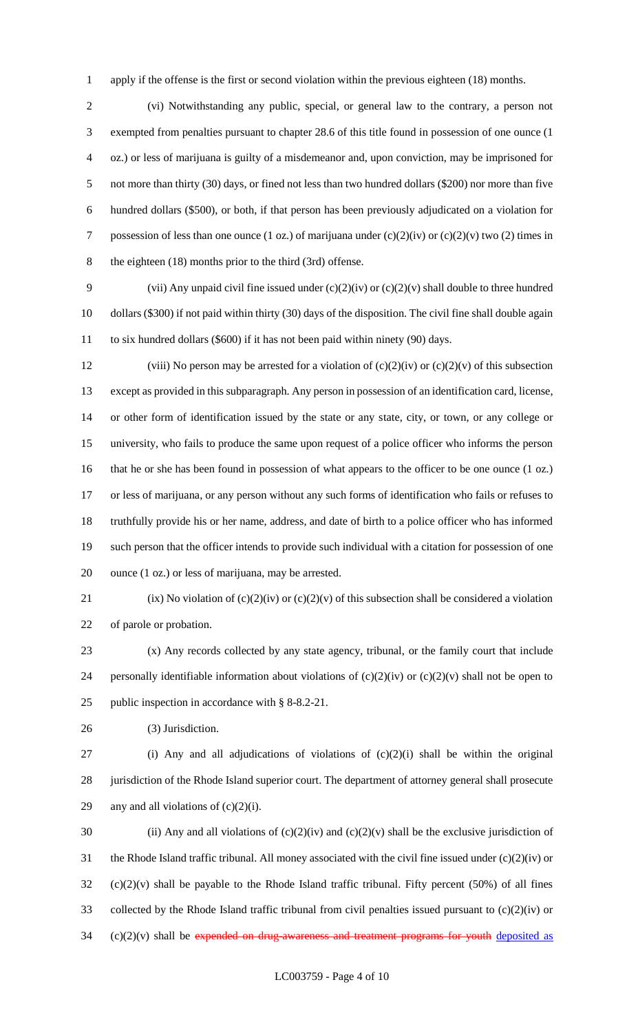apply if the offense is the first or second violation within the previous eighteen (18) months.

(vi) Notwithstanding any public, special, or general law to the contrary, a person not exempted from penalties pursuant to chapter 28.6 of this title found in possession of one ounce (1 oz.) or less of marijuana is guilty of a misdemeanor and, upon conviction, may be imprisoned for not more than thirty (30) days, or fined not less than two hundred dollars ($200) nor more than five hundred dollars ($500), or both, if that person has been previously adjudicated on a violation for possession of less than one ounce (1 oz.) of marijuana under (c)(2)(iv) or (c)(2)(v) two (2) times in the eighteen (18) months prior to the third (3rd) offense.

(vii) Any unpaid civil fine issued under (c)(2)(iv) or (c)(2)(v) shall double to three hundred dollars ($300) if not paid within thirty (30) days of the disposition. The civil fine shall double again to six hundred dollars ($600) if it has not been paid within ninety (90) days.

(viii) No person may be arrested for a violation of (c)(2)(iv) or (c)(2)(v) of this subsection except as provided in this subparagraph. Any person in possession of an identification card, license, or other form of identification issued by the state or any state, city, or town, or any college or university, who fails to produce the same upon request of a police officer who informs the person that he or she has been found in possession of what appears to the officer to be one ounce (1 oz.) or less of marijuana, or any person without any such forms of identification who fails or refuses to truthfully provide his or her name, address, and date of birth to a police officer who has informed such person that the officer intends to provide such individual with a citation for possession of one ounce (1 oz.) or less of marijuana, may be arrested.

(ix) No violation of (c)(2)(iv) or (c)(2)(v) of this subsection shall be considered a violation of parole or probation.

(x) Any records collected by any state agency, tribunal, or the family court that include personally identifiable information about violations of (c)(2)(iv) or (c)(2)(v) shall not be open to public inspection in accordance with § 8-8.2-21.

(3) Jurisdiction.

(i) Any and all adjudications of violations of (c)(2)(i) shall be within the original jurisdiction of the Rhode Island superior court. The department of attorney general shall prosecute any and all violations of (c)(2)(i).

(ii) Any and all violations of (c)(2)(iv) and (c)(2)(v) shall be the exclusive jurisdiction of the Rhode Island traffic tribunal. All money associated with the civil fine issued under (c)(2)(iv) or (c)(2)(v) shall be payable to the Rhode Island traffic tribunal. Fifty percent (50%) of all fines collected by the Rhode Island traffic tribunal from civil penalties issued pursuant to (c)(2)(iv) or (c)(2)(v) shall be ~~expended on drug awareness and treatment programs for youth~~ deposited as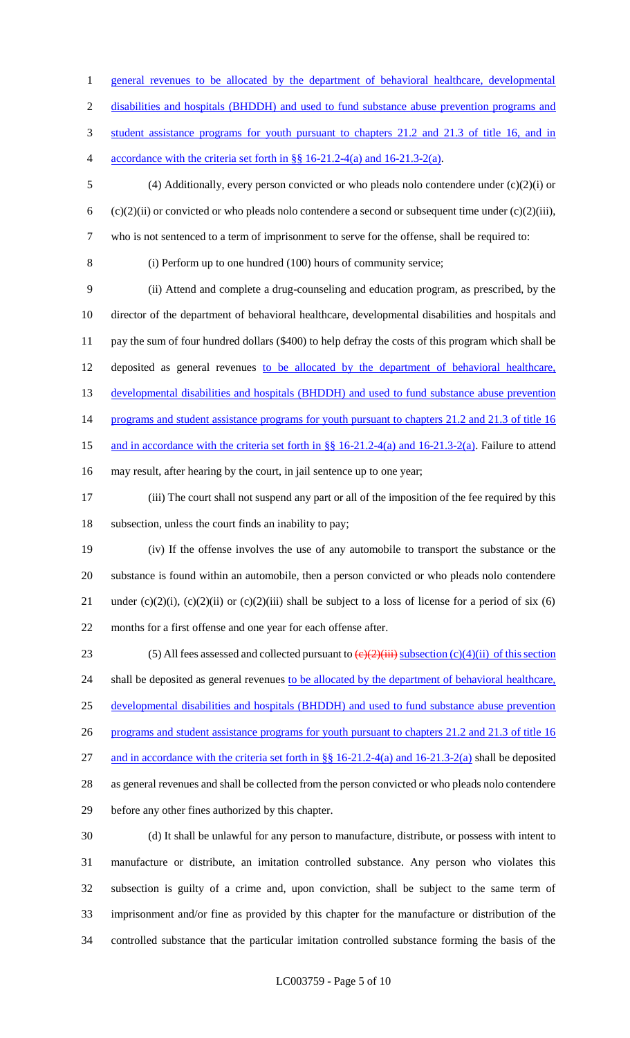general revenues to be allocated by the department of behavioral healthcare, developmental disabilities and hospitals (BHDDH) and used to fund substance abuse prevention programs and student assistance programs for youth pursuant to chapters 21.2 and 21.3 of title 16, and in accordance with the criteria set forth in §§ 16-21.2-4(a) and 16-21.3-2(a).

(4) Additionally, every person convicted or who pleads nolo contendere under (c)(2)(i) or (c)(2)(ii) or convicted or who pleads nolo contendere a second or subsequent time under (c)(2)(iii), who is not sentenced to a term of imprisonment to serve for the offense, shall be required to:

(i) Perform up to one hundred (100) hours of community service;

(ii) Attend and complete a drug-counseling and education program, as prescribed, by the director of the department of behavioral healthcare, developmental disabilities and hospitals and pay the sum of four hundred dollars ($400) to help defray the costs of this program which shall be deposited as general revenues to be allocated by the department of behavioral healthcare, developmental disabilities and hospitals (BHDDH) and used to fund substance abuse prevention programs and student assistance programs for youth pursuant to chapters 21.2 and 21.3 of title 16 and in accordance with the criteria set forth in §§ 16-21.2-4(a) and 16-21.3-2(a). Failure to attend may result, after hearing by the court, in jail sentence up to one year;

(iii) The court shall not suspend any part or all of the imposition of the fee required by this subsection, unless the court finds an inability to pay;

(iv) If the offense involves the use of any automobile to transport the substance or the substance is found within an automobile, then a person convicted or who pleads nolo contendere under (c)(2)(i), (c)(2)(ii) or (c)(2)(iii) shall be subject to a loss of license for a period of six (6) months for a first offense and one year for each offense after.

(5) All fees assessed and collected pursuant to ~~(c)(2)(iii)~~ subsection (c)(4)(ii) of this section shall be deposited as general revenues to be allocated by the department of behavioral healthcare, developmental disabilities and hospitals (BHDDH) and used to fund substance abuse prevention programs and student assistance programs for youth pursuant to chapters 21.2 and 21.3 of title 16 and in accordance with the criteria set forth in §§ 16-21.2-4(a) and 16-21.3-2(a) shall be deposited as general revenues and shall be collected from the person convicted or who pleads nolo contendere before any other fines authorized by this chapter.

(d) It shall be unlawful for any person to manufacture, distribute, or possess with intent to manufacture or distribute, an imitation controlled substance. Any person who violates this subsection is guilty of a crime and, upon conviction, shall be subject to the same term of imprisonment and/or fine as provided by this chapter for the manufacture or distribution of the controlled substance that the particular imitation controlled substance forming the basis of the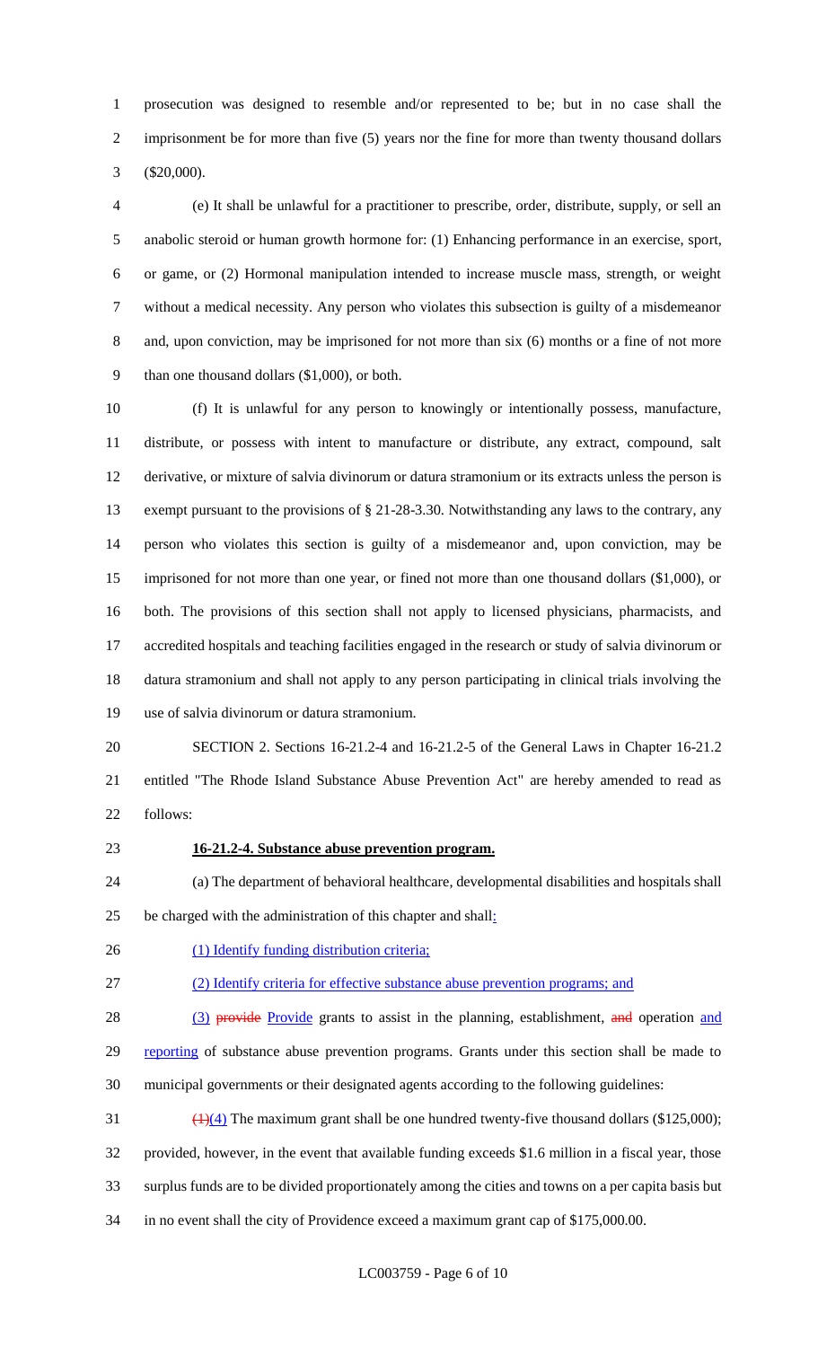prosecution was designed to resemble and/or represented to be; but in no case shall the imprisonment be for more than five (5) years nor the fine for more than twenty thousand dollars ($20,000).

(e) It shall be unlawful for a practitioner to prescribe, order, distribute, supply, or sell an anabolic steroid or human growth hormone for: (1) Enhancing performance in an exercise, sport, or game, or (2) Hormonal manipulation intended to increase muscle mass, strength, or weight without a medical necessity. Any person who violates this subsection is guilty of a misdemeanor and, upon conviction, may be imprisoned for not more than six (6) months or a fine of not more than one thousand dollars ($1,000), or both.

(f) It is unlawful for any person to knowingly or intentionally possess, manufacture, distribute, or possess with intent to manufacture or distribute, any extract, compound, salt derivative, or mixture of salvia divinorum or datura stramonium or its extracts unless the person is exempt pursuant to the provisions of § 21-28-3.30. Notwithstanding any laws to the contrary, any person who violates this section is guilty of a misdemeanor and, upon conviction, may be imprisoned for not more than one year, or fined not more than one thousand dollars ($1,000), or both. The provisions of this section shall not apply to licensed physicians, pharmacists, and accredited hospitals and teaching facilities engaged in the research or study of salvia divinorum or datura stramonium and shall not apply to any person participating in clinical trials involving the use of salvia divinorum or datura stramonium.

SECTION 2. Sections 16-21.2-4 and 16-21.2-5 of the General Laws in Chapter 16-21.2 entitled "The Rhode Island Substance Abuse Prevention Act" are hereby amended to read as follows:

**16-21.2-4. Substance abuse prevention program.**

(a) The department of behavioral healthcare, developmental disabilities and hospitals shall be charged with the administration of this chapter and shall:

(1) Identify funding distribution criteria;

(2) Identify criteria for effective substance abuse prevention programs; and

(3) ~~provide~~ Provide grants to assist in the planning, establishment, ~~and~~ operation and reporting of substance abuse prevention programs. Grants under this section shall be made to municipal governments or their designated agents according to the following guidelines:

~~(1)~~(4) The maximum grant shall be one hundred twenty-five thousand dollars ($125,000); provided, however, in the event that available funding exceeds $1.6 million in a fiscal year, those surplus funds are to be divided proportionately among the cities and towns on a per capita basis but in no event shall the city of Providence exceed a maximum grant cap of $175,000.00.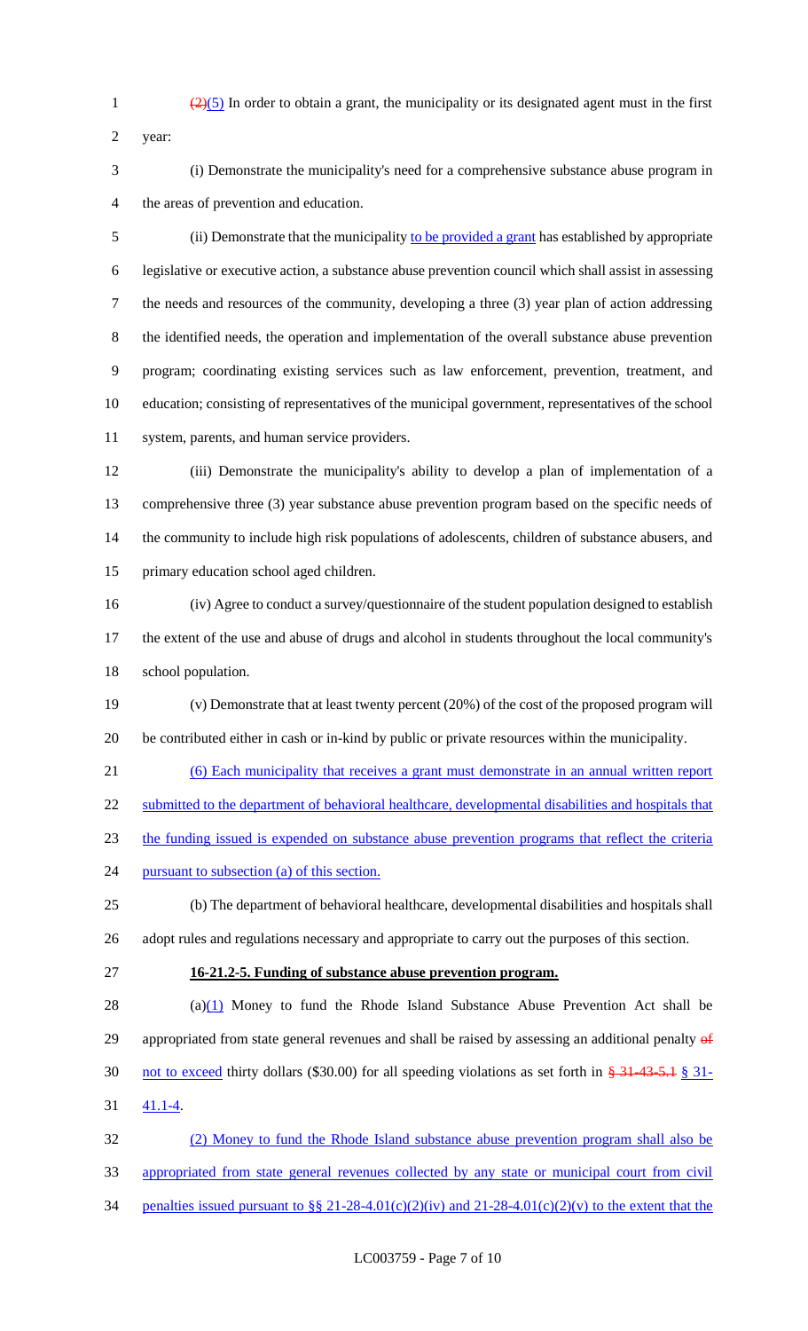~~(2)~~(5) In order to obtain a grant, the municipality or its designated agent must in the first year:

(i) Demonstrate the municipality's need for a comprehensive substance abuse program in the areas of prevention and education.

(ii) Demonstrate that the municipality to be provided a grant has established by appropriate legislative or executive action, a substance abuse prevention council which shall assist in assessing the needs and resources of the community, developing a three (3) year plan of action addressing the identified needs, the operation and implementation of the overall substance abuse prevention program; coordinating existing services such as law enforcement, prevention, treatment, and education; consisting of representatives of the municipal government, representatives of the school system, parents, and human service providers.

(iii) Demonstrate the municipality's ability to develop a plan of implementation of a comprehensive three (3) year substance abuse prevention program based on the specific needs of the community to include high risk populations of adolescents, children of substance abusers, and primary education school aged children.

(iv) Agree to conduct a survey/questionnaire of the student population designed to establish the extent of the use and abuse of drugs and alcohol in students throughout the local community's school population.

(v) Demonstrate that at least twenty percent (20%) of the cost of the proposed program will be contributed either in cash or in-kind by public or private resources within the municipality.

(6) Each municipality that receives a grant must demonstrate in an annual written report submitted to the department of behavioral healthcare, developmental disabilities and hospitals that the funding issued is expended on substance abuse prevention programs that reflect the criteria pursuant to subsection (a) of this section.

(b) The department of behavioral healthcare, developmental disabilities and hospitals shall adopt rules and regulations necessary and appropriate to carry out the purposes of this section.

**16-21.2-5. Funding of substance abuse prevention program.**

(a)(1) Money to fund the Rhode Island Substance Abuse Prevention Act shall be appropriated from state general revenues and shall be raised by assessing an additional penalty ~~of~~ not to exceed thirty dollars ($30.00) for all speeding violations as set forth in ~~§ 31-43-5.1~~ § 31-41.1-4.

(2) Money to fund the Rhode Island substance abuse prevention program shall also be appropriated from state general revenues collected by any state or municipal court from civil penalties issued pursuant to §§ 21-28-4.01(c)(2)(iv) and 21-28-4.01(c)(2)(v) to the extent that the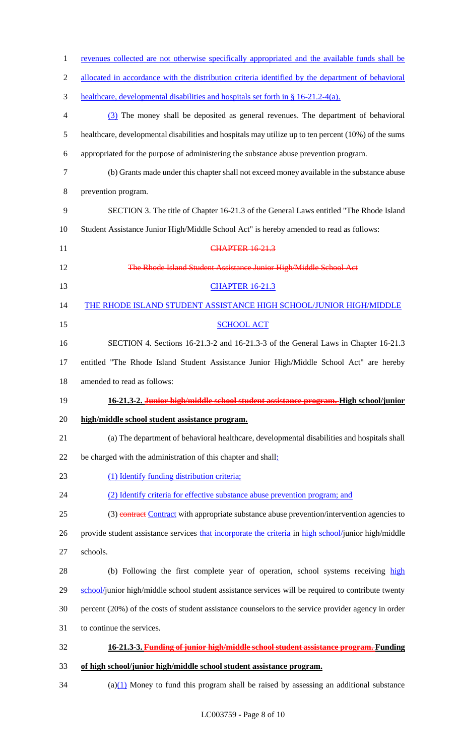revenues collected are not otherwise specifically appropriated and the available funds shall be allocated in accordance with the distribution criteria identified by the department of behavioral healthcare, developmental disabilities and hospitals set forth in § 16-21.2-4(a).

(3) The money shall be deposited as general revenues. The department of behavioral healthcare, developmental disabilities and hospitals may utilize up to ten percent (10%) of the sums appropriated for the purpose of administering the substance abuse prevention program.

(b) Grants made under this chapter shall not exceed money available in the substance abuse prevention program.

SECTION 3. The title of Chapter 16-21.3 of the General Laws entitled "The Rhode Island Student Assistance Junior High/Middle School Act" is hereby amended to read as follows:

~~CHAPTER 16-21.3~~

~~The Rhode Island Student Assistance Junior High/Middle School Act~~

CHAPTER 16-21.3

THE RHODE ISLAND STUDENT ASSISTANCE HIGH SCHOOL/JUNIOR HIGH/MIDDLE SCHOOL ACT

SECTION 4. Sections 16-21.3-2 and 16-21.3-3 of the General Laws in Chapter 16-21.3 entitled "The Rhode Island Student Assistance Junior High/Middle School Act" are hereby amended to read as follows:

**16-21.3-2. ~~Junior high/middle school student assistance program.~~ High school/junior high/middle school student assistance program.**

(a) The department of behavioral healthcare, developmental disabilities and hospitals shall be charged with the administration of this chapter and shall:

(1) Identify funding distribution criteria;

(2) Identify criteria for effective substance abuse prevention program; and

(3) ~~contract~~ Contract with appropriate substance abuse prevention/intervention agencies to provide student assistance services that incorporate the criteria in high school/junior high/middle schools.

(b) Following the first complete year of operation, school systems receiving high school/junior high/middle school student assistance services will be required to contribute twenty percent (20%) of the costs of student assistance counselors to the service provider agency in order to continue the services.

**16-21.3-3. ~~Funding of junior high/middle school student assistance program.~~ Funding of high school/junior high/middle school student assistance program.**

(a)(1) Money to fund this program shall be raised by assessing an additional substance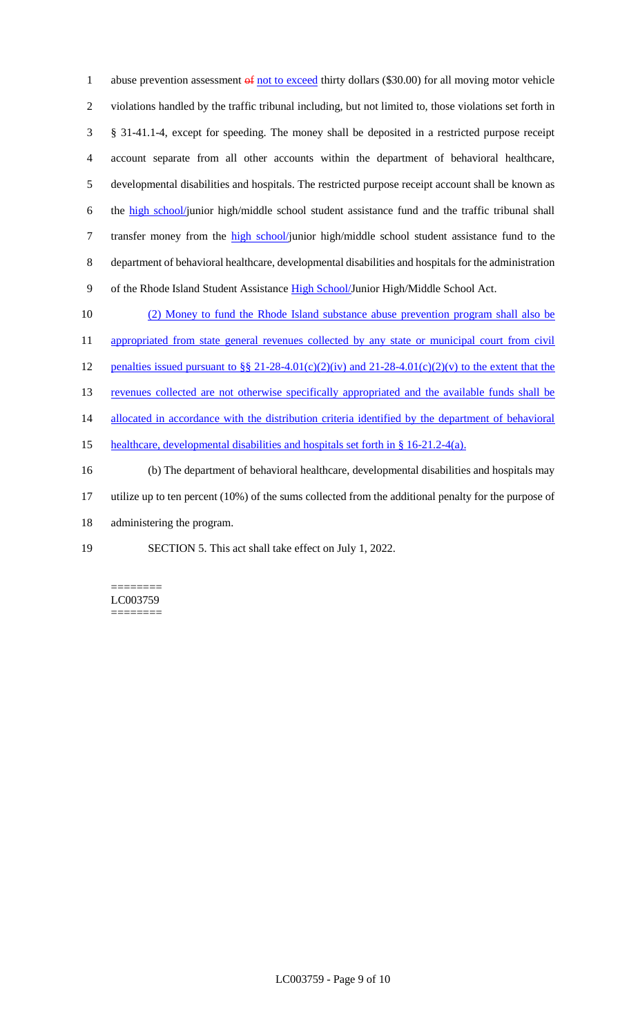abuse prevention assessment ~~of~~ <u>not to exceed</u> thirty dollars ($30.00) for all moving motor vehicle violations handled by the traffic tribunal including, but not limited to, those violations set forth in § 31-41.1-4, except for speeding. The money shall be deposited in a restricted purpose receipt account separate from all other accounts within the department of behavioral healthcare, developmental disabilities and hospitals. The restricted purpose receipt account shall be known as the <u>high school/</u>junior high/middle school student assistance fund and the traffic tribunal shall transfer money from the <u>high school/</u>junior high/middle school student assistance fund to the department of behavioral healthcare, developmental disabilities and hospitals for the administration of the Rhode Island Student Assistance <u>High School/</u>Junior High/Middle School Act.

<u>(2) Money to fund the Rhode Island substance abuse prevention program shall also be appropriated from state general revenues collected by any state or municipal court from civil penalties issued pursuant to §§ 21-28-4.01(c)(2)(iv) and 21-28-4.01(c)(2)(v) to the extent that the revenues collected are not otherwise specifically appropriated and the available funds shall be allocated in accordance with the distribution criteria identified by the department of behavioral healthcare, developmental disabilities and hospitals set forth in § 16-21.2-4(a).</u>

(b) The department of behavioral healthcare, developmental disabilities and hospitals may utilize up to ten percent (10%) of the sums collected from the additional penalty for the purpose of administering the program.

SECTION 5. This act shall take effect on July 1, 2022.

========
LC003759
========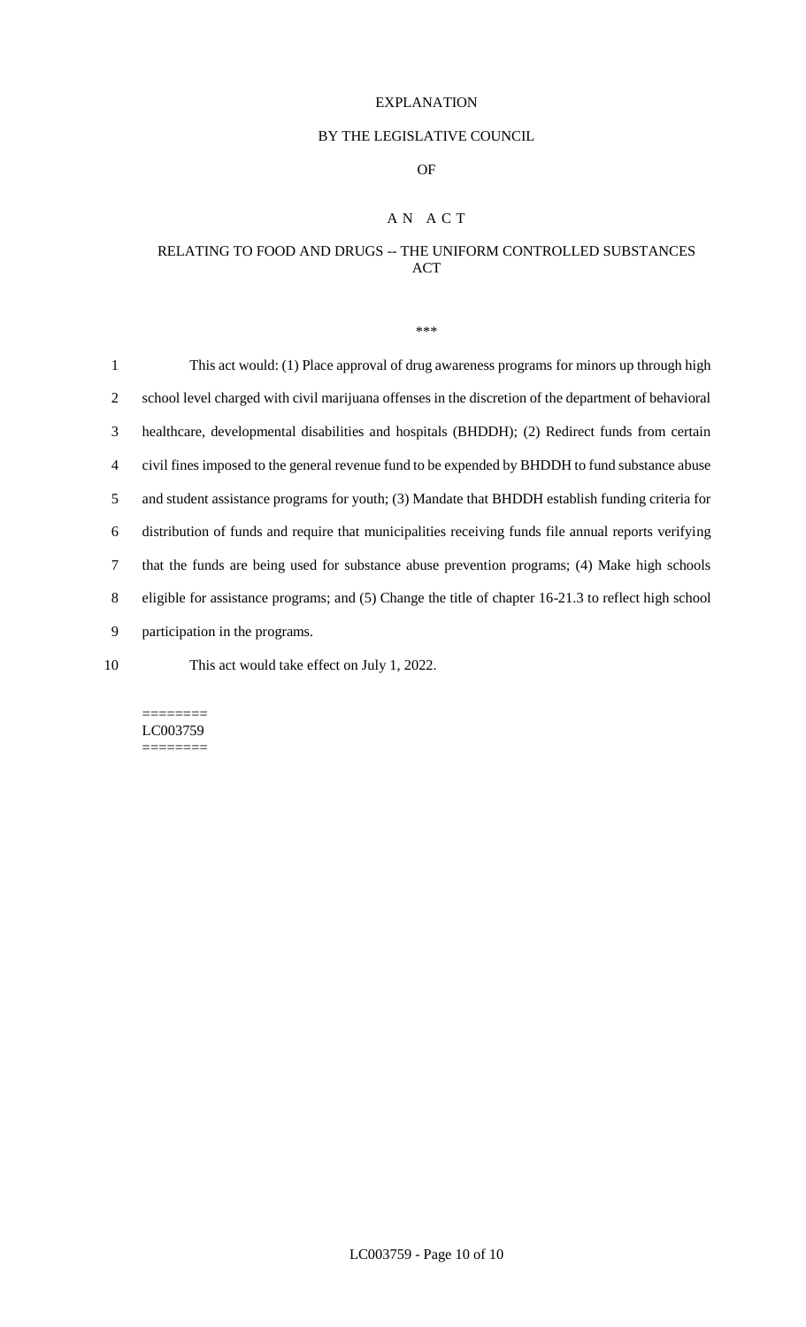EXPLANATION

BY THE LEGISLATIVE COUNCIL

OF

A N A C T

RELATING TO FOOD AND DRUGS -- THE UNIFORM CONTROLLED SUBSTANCES ACT

\*\*\*

This act would: (1) Place approval of drug awareness programs for minors up through high school level charged with civil marijuana offenses in the discretion of the department of behavioral healthcare, developmental disabilities and hospitals (BHDDH); (2) Redirect funds from certain civil fines imposed to the general revenue fund to be expended by BHDDH to fund substance abuse and student assistance programs for youth; (3) Mandate that BHDDH establish funding criteria for distribution of funds and require that municipalities receiving funds file annual reports verifying that the funds are being used for substance abuse prevention programs; (4) Make high schools eligible for assistance programs; and (5) Change the title of chapter 16-21.3 to reflect high school participation in the programs.

This act would take effect on July 1, 2022.

========
LC003759
========